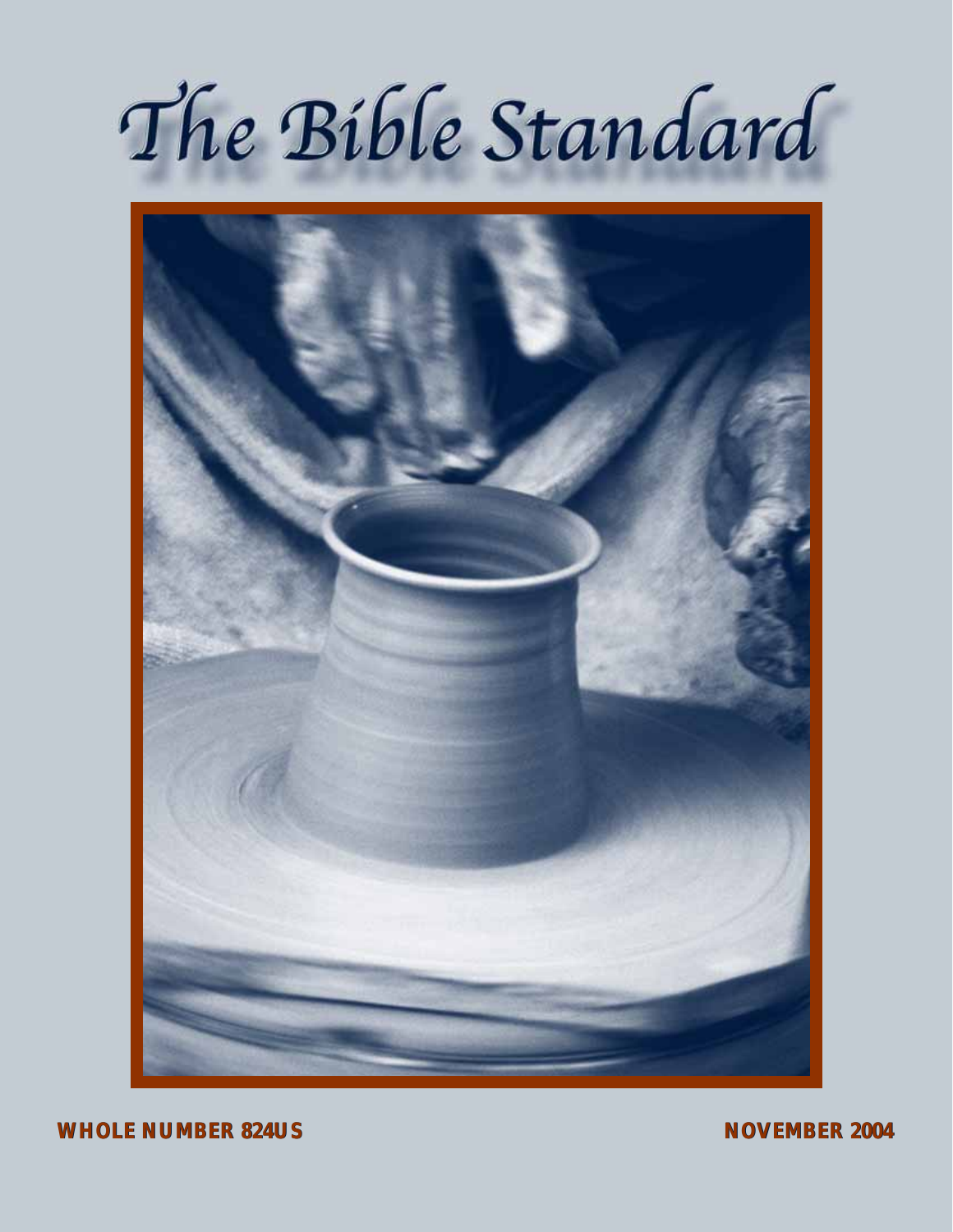# The Bible Standard

**WHOLE NUMBER 824US** **NOVEMBER 2004**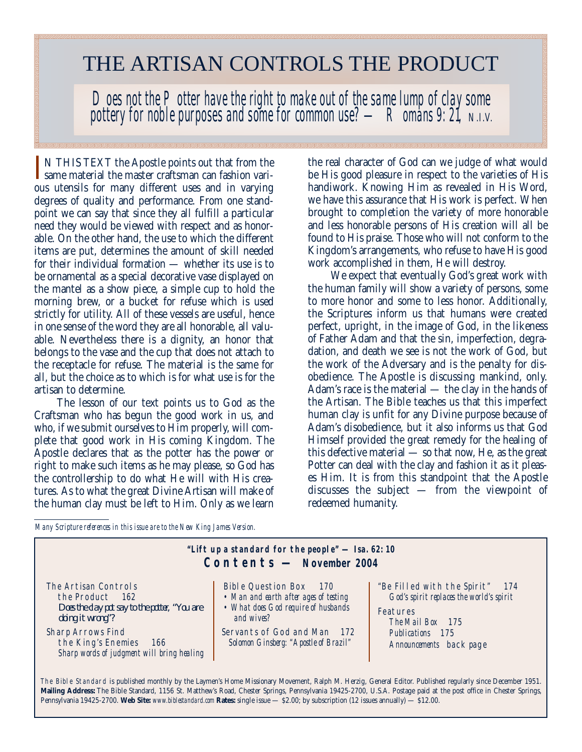# THE ARTISAN CONTROLS THE PRODUCT

*Does not the Potter have the right to make out of the same lump of clay some pottery for noble purposes and some for common use? — Romans 9:21, N.I.V.*

IN THIS TEXT the Apostle points out that from the same material the master craftsman can fashion various utensils for many different uses and in varying degrees of quality and performance. From one standpoint we can say that since they all fulfill a particular need they would be viewed with respect and as honorable. On the other hand, the use to which the different items are put, determines the amount of skill needed for their individual formation — whether its use is to be ornamental as a special decorative vase displayed on the mantel as a show piece, a simple cup to hold the morning brew, or a bucket for refuse which is used strictly for utility. All of these vessels are useful, hence in one sense of the word they are all honorable, all valuable. Nevertheless there is a dignity, an honor that belongs to the vase and the cup that does not attach to the receptacle for refuse. The material is the same for all, but the choice as to which is for what use is for the artisan to determine.

The lesson of our text points us to God as the Craftsman who has begun the good work in us, and who, if we submit ourselves to Him properly, will complete that good work in His coming Kingdom. The Apostle declares that as the potter has the power or right to make such items as he may please, so God has the controllership to do what He will with His creatures. As to what the great Divine Artisan will make of the human clay must be left to Him. Only as we learn the real character of God can we judge of what would be His good pleasure in respect to the varieties of His handiwork. Knowing Him as revealed in His Word, we have this assurance that His work is perfect. When brought to completion the variety of more honorable and less honorable persons of His creation will all be found to His praise. Those who will not conform to the Kingdom's arrangements, who refuse to have His good work accomplished in them, He will destroy.

We expect that eventually God's great work with the human family will show a variety of persons, some to more honor and some to less honor. Additionally, the Scriptures inform us that humans were created perfect, upright, in the image of God, in the likeness of Father Adam and that the sin, imperfection, degradation, and death we see is not the work of God, but the work of the Adversary and is the penalty for disobedience. The Apostle is discussing mankind, only. Adam's race is the material — the clay in the hands of the Artisan. The Bible teaches us that this imperfect human clay is unfit for any Divine purpose because of Adam's disobedience, but it also informs us that God Himself provided the great remedy for the healing of this defective material — so that now, He, as the great Potter can deal with the clay and fashion it as it pleases Him. It is from this standpoint that the Apostle discusses the subject — from the viewpoint of redeemed humanity.

*Many Scripture references in this issue are to the New King James Version.*

---

**"Lift up a standard for the people" — Isa. 62:10**

## Contents — November 2004

The Artisan Controls the Product 162
*Does the clay pot say to the potter, "You are doing it wrong"?*

Sharp Arrows Find the King's Enemies 166
*Sharp words of judgment will bring healing*

Bible Question Box 170
- *Man and earth after ages of testing*
- *What does God require of husbands and wives?*

Servants of God and Man 172
*Solomon Ginsberg: "Apostle of Brazil"*

"Be Filled with the Spirit" 174
*God's spirit replaces the world's spirit*

Features
*The Mail Box* 175
*Publications* 175
*Announcements* back page

*The Bible Standard* is published monthly by the Laymen's Home Missionary Movement, Ralph M. Herzig, General Editor. Published regularly since December 1951. **Mailing Address:** The Bible Standard, 1156 St. Matthew's Road, Chester Springs, Pennsylvania 19425-2700, U.S.A. Postage paid at the post office in Chester Springs, Pennsylvania 19425-2700. **Web Site:** *www.biblestandard.com* **Rates:** single issue — $2.00; by subscription (12 issues annually) — $12.00.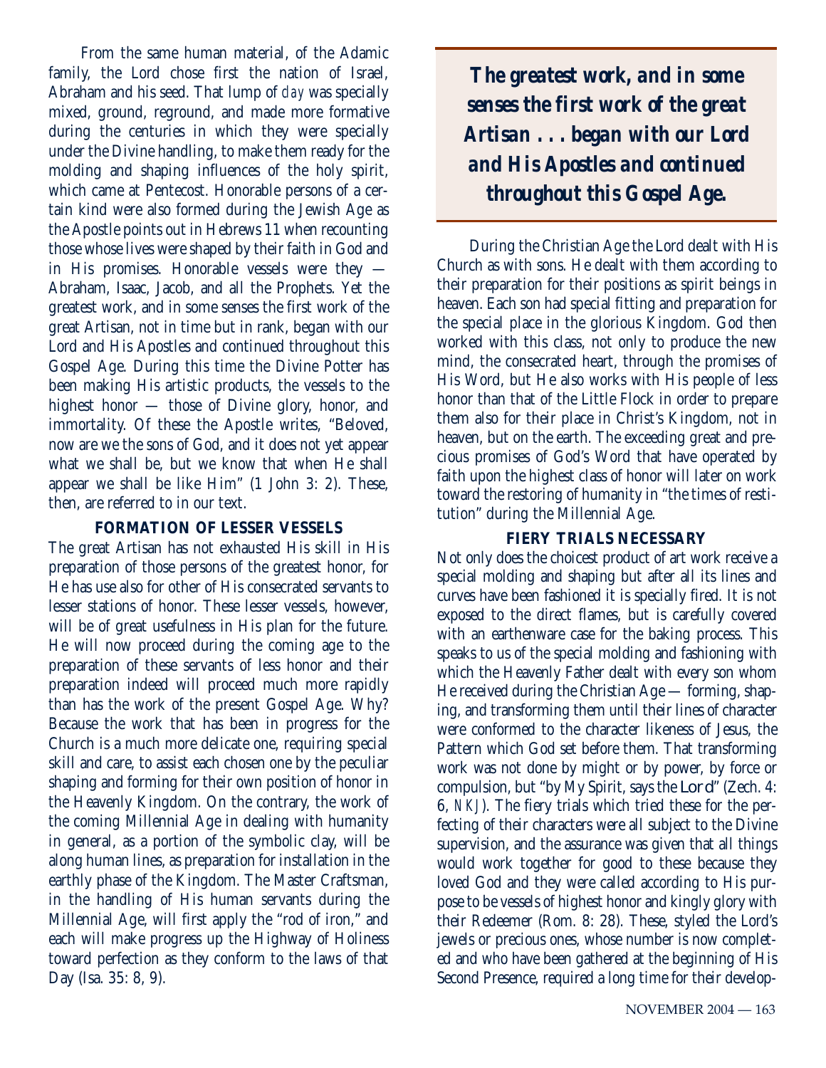From the same human material, of the Adamic family, the Lord chose first the nation of Israel, Abraham and his seed. That lump of *clay* was specially mixed, ground, reground, and made more formative during the centuries in which they were specially under the Divine handling, to make them ready for the molding and shaping influences of the holy spirit, which came at Pentecost. Honorable persons of a certain kind were also formed during the Jewish Age as the Apostle points out in Hebrews 11 when recounting those whose lives were shaped by their faith in God and in His promises. Honorable vessels were they — Abraham, Isaac, Jacob, and all the Prophets. Yet the greatest work, and in some senses the first work of the great Artisan, not in time but in rank, began with our Lord and His Apostles and continued throughout this Gospel Age. During this time the Divine Potter has been making His artistic products, the vessels to the highest honor — those of Divine glory, honor, and immortality. Of these the Apostle writes, "Beloved, now are we the sons of God, and it does not yet appear what we shall be, but we know that when He shall appear we shall be like Him" (1 John 3: 2). These, then, are referred to in our text.

### FORMATION OF LESSER VESSELS

The great Artisan has not exhausted His skill in His preparation of those persons of the greatest honor, for He has use also for other of His consecrated servants to lesser stations of honor. These lesser vessels, however, will be of great usefulness in His plan for the future. He will now proceed during the coming age to the preparation of these servants of less honor and their preparation indeed will proceed much more rapidly than has the work of the present Gospel Age. Why? Because the work that has been in progress for the Church is a much more delicate one, requiring special skill and care, to assist each chosen one by the peculiar shaping and forming for their own position of honor in the Heavenly Kingdom. On the contrary, the work of the coming Millennial Age in dealing with humanity in general, as a portion of the symbolic clay, will be along human lines, as preparation for installation in the earthly phase of the Kingdom. The Master Craftsman, in the handling of His human servants during the Millennial Age, will first apply the "rod of iron," and each will make progress up the Highway of Holiness toward perfection as they conform to the laws of that Day (Isa. 35: 8, 9).

> ***The greatest work, and in some senses the first work of the great Artisan . . . began with our Lord and His Apostles and continued throughout this Gospel Age.***

During the Christian Age the Lord dealt with His Church as with sons. He dealt with them according to their preparation for their positions as spirit beings in heaven. Each son had special fitting and preparation for the special place in the glorious Kingdom. God then worked with this class, not only to produce the new mind, the consecrated heart, through the promises of His Word, but He also works with His people of less honor than that of the Little Flock in order to prepare them also for their place in Christ's Kingdom, not in heaven, but on the earth. The exceeding great and precious promises of God's Word that have operated by faith upon the highest class of honor will later on work toward the restoring of humanity in "the times of restitution" during the Millennial Age.

### FIERY TRIALS NECESSARY

Not only does the choicest product of art work receive a special molding and shaping but after all its lines and curves have been fashioned it is specially fired. It is not exposed to the direct flames, but is carefully covered with an earthenware case for the baking process. This speaks to us of the special molding and fashioning with which the Heavenly Father dealt with every son whom He received during the Christian Age — forming, shaping, and transforming them until their lines of character were conformed to the character likeness of Jesus, the Pattern which God set before them. That transforming work was not done by might or by power, by force or compulsion, but "by My Spirit, says the Lord" (Zech. 4: 6, *NKJ*). The fiery trials which tried these for the perfecting of their characters were all subject to the Divine supervision, and the assurance was given that all things would work together for good to these because they loved God and they were called according to His purpose to be vessels of highest honor and kingly glory with their Redeemer (Rom. 8: 28). These, styled the Lord's jewels or precious ones, whose number is now completed and who have been gathered at the beginning of His Second Presence, required a long time for their develop-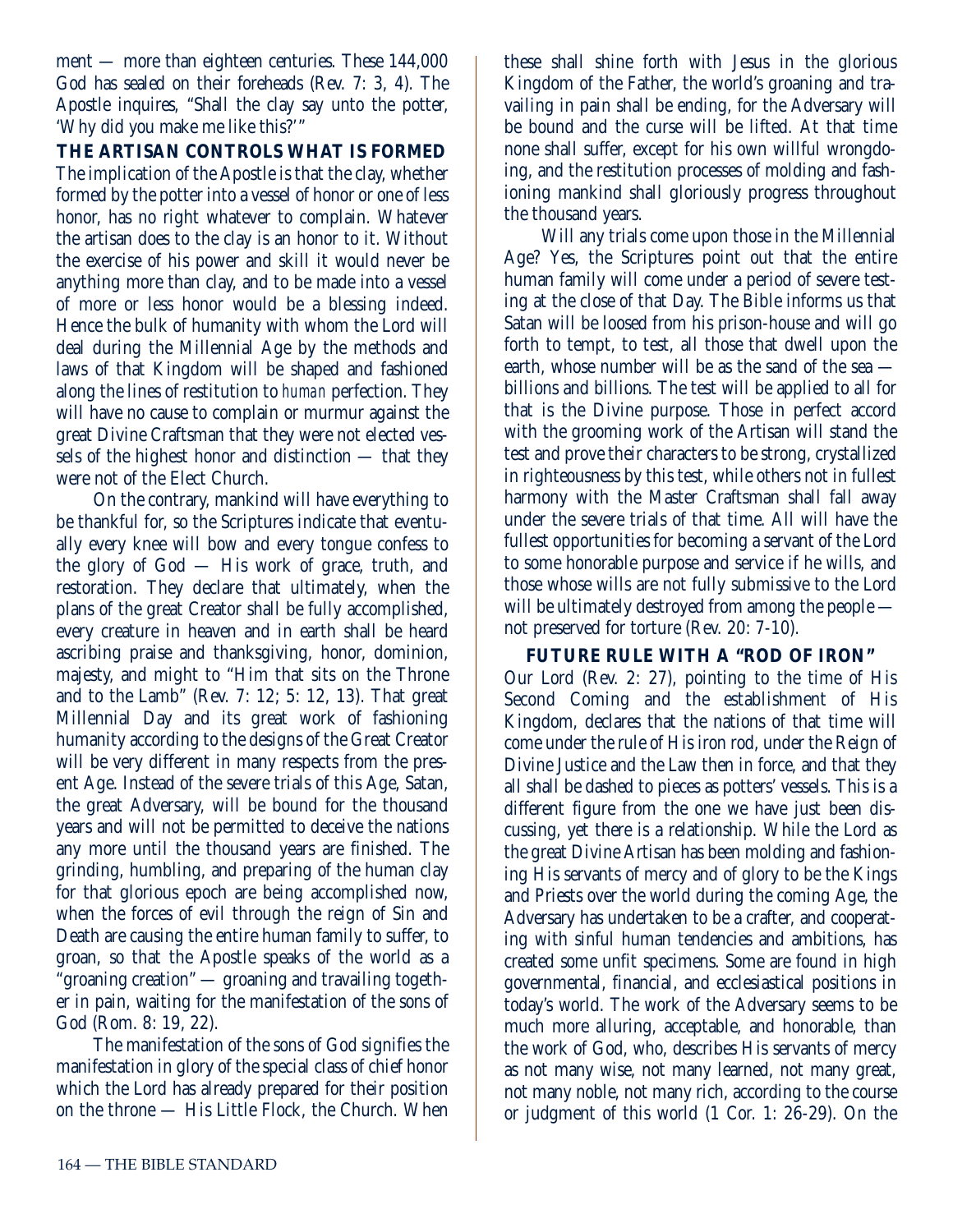ment — more than eighteen centuries. These 144,000 God has sealed on their foreheads (Rev. 7: 3, 4). The Apostle inquires, "Shall the clay say unto the potter, 'Why did you make me like this?'"

**THE ARTISAN CONTROLS WHAT IS FORMED**

The implication of the Apostle is that the clay, whether formed by the potter into a vessel of honor or one of less honor, has no right whatever to complain. Whatever the artisan does to the clay is an honor to it. Without the exercise of his power and skill it would never be anything more than clay, and to be made into a vessel of more or less honor would be a blessing indeed. Hence the bulk of humanity with whom the Lord will deal during the Millennial Age by the methods and laws of that Kingdom will be shaped and fashioned along the lines of restitution to *human* perfection. They will have no cause to complain or murmur against the great Divine Craftsman that they were not elected vessels of the highest honor and distinction — that they were not of the Elect Church.

On the contrary, mankind will have everything to be thankful for, so the Scriptures indicate that eventually every knee will bow and every tongue confess to the glory of God — His work of grace, truth, and restoration. They declare that ultimately, when the plans of the great Creator shall be fully accomplished, every creature in heaven and in earth shall be heard ascribing praise and thanksgiving, honor, dominion, majesty, and might to "Him that sits on the Throne and to the Lamb" (Rev. 7: 12; 5: 12, 13). That great Millennial Day and its great work of fashioning humanity according to the designs of the Great Creator will be very different in many respects from the present Age. Instead of the severe trials of this Age, Satan, the great Adversary, will be bound for the thousand years and will not be permitted to deceive the nations any more until the thousand years are finished. The grinding, humbling, and preparing of the human clay for that glorious epoch are being accomplished now, when the forces of evil through the reign of Sin and Death are causing the entire human family to suffer, to groan, so that the Apostle speaks of the world as a "groaning creation" — groaning and travailing together in pain, waiting for the manifestation of the sons of God (Rom. 8: 19, 22).

The manifestation of the sons of God signifies the manifestation in glory of the special class of chief honor which the Lord has already prepared for their position on the throne — His Little Flock, the Church. When these shall shine forth with Jesus in the glorious Kingdom of the Father, the world's groaning and travailing in pain shall be ending, for the Adversary will be bound and the curse will be lifted. At that time none shall suffer, except for his own willful wrongdoing, and the restitution processes of molding and fashioning mankind shall gloriously progress throughout the thousand years.

Will any trials come upon those in the Millennial Age? Yes, the Scriptures point out that the entire human family will come under a period of severe testing at the close of that Day. The Bible informs us that Satan will be loosed from his prison-house and will go forth to tempt, to test, all those that dwell upon the earth, whose number will be as the sand of the sea — billions and billions. The test will be applied to all for that is the Divine purpose. Those in perfect accord with the grooming work of the Artisan will stand the test and prove their characters to be strong, crystallized in righteousness by this test, while others not in fullest harmony with the Master Craftsman shall fall away under the severe trials of that time. All will have the fullest opportunities for becoming a servant of the Lord to some honorable purpose and service if he wills, and those whose wills are not fully submissive to the Lord will be ultimately destroyed from among the people — not preserved for torture (Rev. 20: 7-10).

**FUTURE RULE WITH A "ROD OF IRON"**

Our Lord (Rev. 2: 27), pointing to the time of His Second Coming and the establishment of His Kingdom, declares that the nations of that time will come under the rule of His iron rod, under the Reign of Divine Justice and the Law then in force, and that they all shall be dashed to pieces as potters' vessels. This is a different figure from the one we have just been discussing, yet there is a relationship. While the Lord as the great Divine Artisan has been molding and fashioning His servants of mercy and of glory to be the Kings and Priests over the world during the coming Age, the Adversary has undertaken to be a crafter, and cooperating with sinful human tendencies and ambitions, has created some unfit specimens. Some are found in high governmental, financial, and ecclesiastical positions in today's world. The work of the Adversary seems to be much more alluring, acceptable, and honorable, than the work of God, who, describes His servants of mercy as not many wise, not many learned, not many great, not many noble, not many rich, according to the course or judgment of this world (1 Cor. 1: 26-29). On the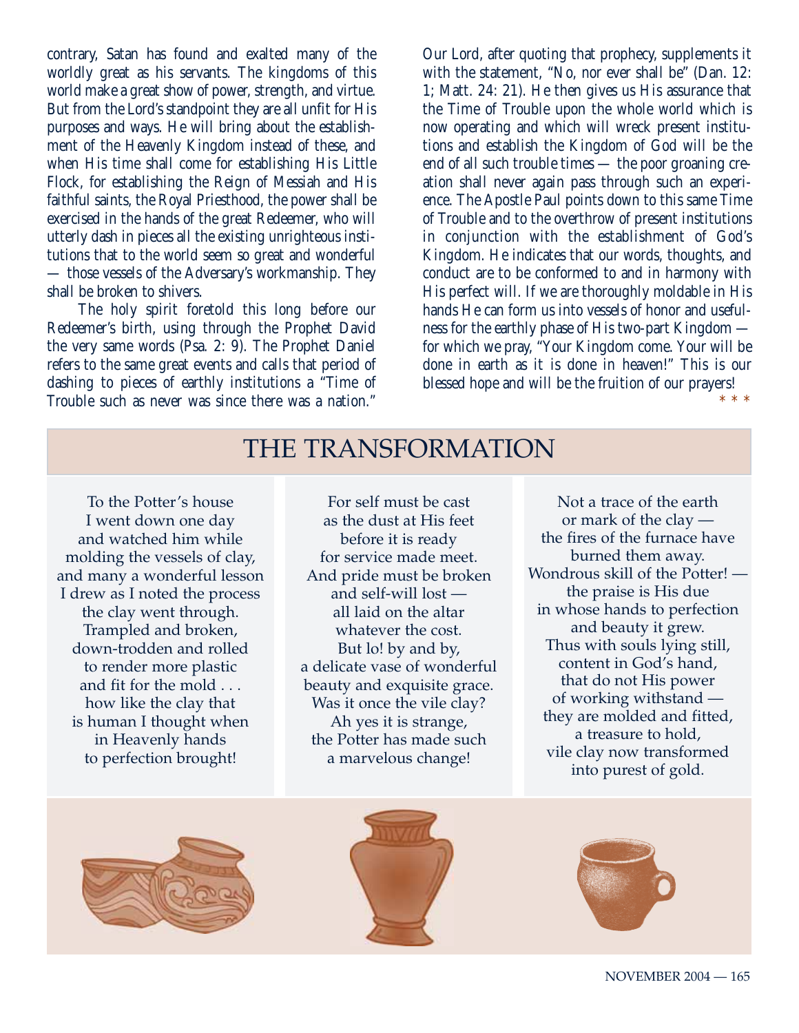contrary, Satan has found and exalted many of the worldly great as his servants. The kingdoms of this world make a great show of power, strength, and virtue. But from the Lord's standpoint they are all unfit for His purposes and ways. He will bring about the establishment of the Heavenly Kingdom instead of these, and when His time shall come for establishing His Little Flock, for establishing the Reign of Messiah and His faithful saints, the Royal Priesthood, the power shall be exercised in the hands of the great Redeemer, who will utterly dash in pieces all the existing unrighteous institutions that to the world seem so great and wonderful — those vessels of the Adversary's workmanship. They shall be broken to shivers.

The holy spirit foretold this long before our Redeemer's birth, using through the Prophet David the very same words (Psa. 2: 9). The Prophet Daniel refers to the same great events and calls that period of dashing to pieces of earthly institutions a "Time of Trouble such as never was since there was a nation." Our Lord, after quoting that prophecy, supplements it with the statement, "No, nor ever shall be" (Dan. 12: 1; Matt. 24: 21). He then gives us His assurance that the Time of Trouble upon the whole world which is now operating and which will wreck present institutions and establish the Kingdom of God will be the end of all such trouble times — the poor groaning creation shall never again pass through such an experience. The Apostle Paul points down to this same Time of Trouble and to the overthrow of present institutions in conjunction with the establishment of God's Kingdom. He indicates that our words, thoughts, and conduct are to be conformed to and in harmony with His perfect will. If we are thoroughly moldable in His hands He can form us into vessels of honor and usefulness for the earthly phase of His two-part Kingdom — for which we pray, "Your Kingdom come. Your will be done in earth as it is done in heaven!" This is our blessed hope and will be the fruition of our prayers!

\* \* \*

## THE TRANSFORMATION

To the Potter's house
I went down one day
and watched him while
molding the vessels of clay,
and many a wonderful lesson
I drew as I noted the process
the clay went through.
Trampled and broken,
down-trodden and rolled
to render more plastic
and fit for the mold . . .
how like the clay that
is human I thought when
in Heavenly hands
to perfection brought!

For self must be cast
as the dust at His feet
before it is ready
for service made meet.
And pride must be broken
and self-will lost —
all laid on the altar
whatever the cost.
But lo! by and by,
a delicate vase of wonderful
beauty and exquisite grace.
Was it once the vile clay?
Ah yes it is strange,
the Potter has made such
a marvelous change!

Not a trace of the earth
or mark of the clay —
the fires of the furnace have
burned them away.
Wondrous skill of the Potter! —
the praise is His due
in whose hands to perfection
and beauty it grew.
Thus with souls lying still,
content in God's hand,
that do not His power
of working withstand —
they are molded and fitted,
a treasure to hold,
vile clay now transformed
into purest of gold.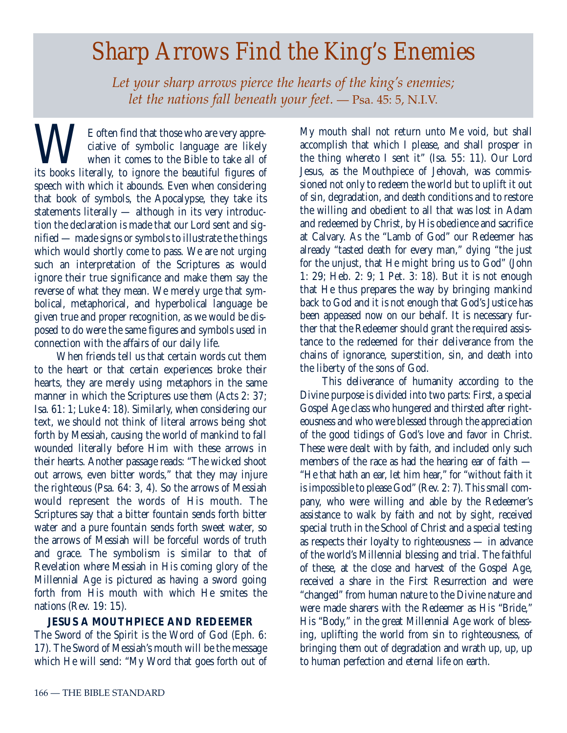# Sharp Arrows Find the King's Enemies

*Let your sharp arrows pierce the hearts of the king's enemies; let the nations fall beneath your feet.* — Psa. 45: 5, N.I.V.

WE often find that those who are very appreciative of symbolic language are likely when it comes to the Bible to take all of its books literally, to ignore the beautiful figures of speech with which it abounds. Even when considering that book of symbols, the Apocalypse, they take its statements literally — although in its very introduction the declaration is made that our Lord sent and signified — made signs or symbols to illustrate the things which would shortly come to pass. We are not urging such an interpretation of the Scriptures as would ignore their true significance and make them say the reverse of what they mean. We merely urge that symbolical, metaphorical, and hyperbolical language be given true and proper recognition, as we would be disposed to do were the same figures and symbols used in connection with the affairs of our daily life.

When friends tell us that certain words cut them to the heart or that certain experiences broke their hearts, they are merely using metaphors in the same manner in which the Scriptures use them (Acts 2: 37; Isa. 61: 1; Luke 4: 18). Similarly, when considering our text, we should not think of literal arrows being shot forth by Messiah, causing the world of mankind to fall wounded literally before Him with these arrows in their hearts. Another passage reads: "The wicked shoot out arrows, even bitter words," that they may injure the righteous (Psa. 64: 3, 4). So the arrows of Messiah would represent the words of His mouth. The Scriptures say that a bitter fountain sends forth bitter water and a pure fountain sends forth sweet water, so the arrows of Messiah will be forceful words of truth and grace. The symbolism is similar to that of Revelation where Messiah in His coming glory of the Millennial Age is pictured as having a sword going forth from His mouth with which He smites the nations (Rev. 19: 15).

**JESUS A MOUTHPIECE AND REDEEMER**

The Sword of the Spirit is the Word of God (Eph. 6: 17). The Sword of Messiah's mouth will be the message which He will send: "My Word that goes forth out of My mouth shall not return unto Me void, but shall accomplish that which I please, and shall prosper in the thing whereto I sent it" (Isa. 55: 11). Our Lord Jesus, as the Mouthpiece of Jehovah, was commissioned not only to redeem the world but to uplift it out of sin, degradation, and death conditions and to restore the willing and obedient to all that was lost in Adam and redeemed by Christ, by His obedience and sacrifice at Calvary. As the "Lamb of God" our Redeemer has already "tasted death for every man," dying "the just for the unjust, that He might bring us to God" (John 1: 29; Heb. 2: 9; 1 Pet. 3: 18). But it is not enough that He thus prepares the way by bringing mankind back to God and it is not enough that God's Justice has been appeased now on our behalf. It is necessary further that the Redeemer should grant the required assistance to the redeemed for their deliverance from the chains of ignorance, superstition, sin, and death into the liberty of the sons of God.

This deliverance of humanity according to the Divine purpose is divided into two parts: First, a special Gospel Age class who hungered and thirsted after righteousness and who were blessed through the appreciation of the good tidings of God's love and favor in Christ. These were dealt with by faith, and included only such members of the race as had the hearing ear of faith — "He that hath an ear, let him hear," for "without faith it is impossible to please God" (Rev. 2: 7). This small company, who were willing and able by the Redeemer's assistance to walk by faith and not by sight, received special truth in the School of Christ and a special testing as respects their loyalty to righteousness — in advance of the world's Millennial blessing and trial. The faithful of these, at the close and harvest of the Gospel Age, received a share in the First Resurrection and were "changed" from human nature to the Divine nature and were made sharers with the Redeemer as His "Bride," His "Body," in the great Millennial Age work of blessing, uplifting the world from sin to righteousness, of bringing them out of degradation and wrath up, up, up to human perfection and eternal life on earth.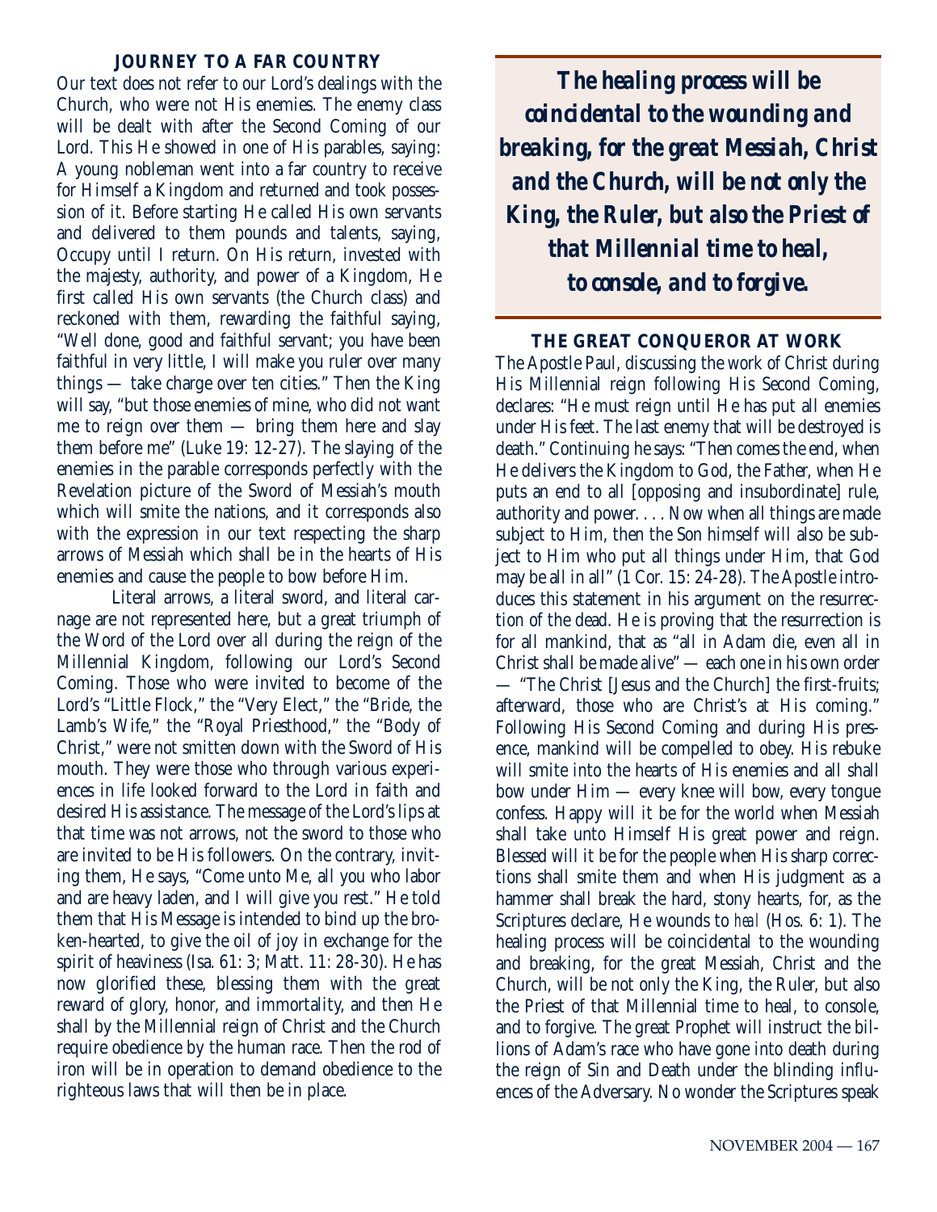### JOURNEY TO A FAR COUNTRY

Our text does not refer to our Lord's dealings with the Church, who were not His enemies. The enemy class will be dealt with after the Second Coming of our Lord. This He showed in one of His parables, saying: A young nobleman went into a far country to receive for Himself a Kingdom and returned and took possession of it. Before starting He called His own servants and delivered to them pounds and talents, saying, Occupy until I return. On His return, invested with the majesty, authority, and power of a Kingdom, He first called His own servants (the Church class) and reckoned with them, rewarding the faithful saying, "Well done, good and faithful servant; you have been faithful in very little, I will make you ruler over many things — take charge over ten cities." Then the King will say, "but those enemies of mine, who did not want me to reign over them — bring them here and slay them before me" (Luke 19: 12-27). The slaying of the enemies in the parable corresponds perfectly with the Revelation picture of the Sword of Messiah's mouth which will smite the nations, and it corresponds also with the expression in our text respecting the sharp arrows of Messiah which shall be in the hearts of His enemies and cause the people to bow before Him.

Literal arrows, a literal sword, and literal carnage are not represented here, but a great triumph of the Word of the Lord over all during the reign of the Millennial Kingdom, following our Lord's Second Coming. Those who were invited to become of the Lord's "Little Flock," the "Very Elect," the "Bride, the Lamb's Wife," the "Royal Priesthood," the "Body of Christ," were not smitten down with the Sword of His mouth. They were those who through various experiences in life looked forward to the Lord in faith and desired His assistance. The message of the Lord's lips at that time was not arrows, not the sword to those who are invited to be His followers. On the contrary, inviting them, He says, "Come unto Me, all you who labor and are heavy laden, and I will give you rest." He told them that His Message is intended to bind up the broken-hearted, to give the oil of joy in exchange for the spirit of heaviness (Isa. 61: 3; Matt. 11: 28-30). He has now glorified these, blessing them with the great reward of glory, honor, and immortality, and then He shall by the Millennial reign of Christ and the Church require obedience by the human race. Then the rod of iron will be in operation to demand obedience to the righteous laws that will then be in place.

> ***The healing process will be coincidental to the wounding and breaking, for the great Messiah, Christ and the Church, will be not only the King, the Ruler, but also the Priest of that Millennial time to heal, to console, and to forgive.***

### THE GREAT CONQUEROR AT WORK

The Apostle Paul, discussing the work of Christ during His Millennial reign following His Second Coming, declares: "He must reign until He has put all enemies under His feet. The last enemy that will be destroyed is death." Continuing he says: "Then comes the end, when He delivers the Kingdom to God, the Father, when He puts an end to all [opposing and insubordinate] rule, authority and power. . . . Now when all things are made subject to Him, then the Son himself will also be subject to Him who put all things under Him, that God may be all in all" (1 Cor. 15: 24-28). The Apostle introduces this statement in his argument on the resurrection of the dead. He is proving that the resurrection is for all mankind, that as "all in Adam die, even all in Christ shall be made alive" — each one in his own order — "The Christ [Jesus and the Church] the first-fruits; afterward, those who are Christ's at His coming." Following His Second Coming and during His presence, mankind will be compelled to obey. His rebuke will smite into the hearts of His enemies and all shall bow under Him — every knee will bow, every tongue confess. Happy will it be for the world when Messiah shall take unto Himself His great power and reign. Blessed will it be for the people when His sharp corrections shall smite them and when His judgment as a hammer shall break the hard, stony hearts, for, as the Scriptures declare, He wounds to *heal* (Hos. 6: 1). The healing process will be coincidental to the wounding and breaking, for the great Messiah, Christ and the Church, will be not only the King, the Ruler, but also the Priest of that Millennial time to heal, to console, and to forgive. The great Prophet will instruct the billions of Adam's race who have gone into death during the reign of Sin and Death under the blinding influences of the Adversary. No wonder the Scriptures speak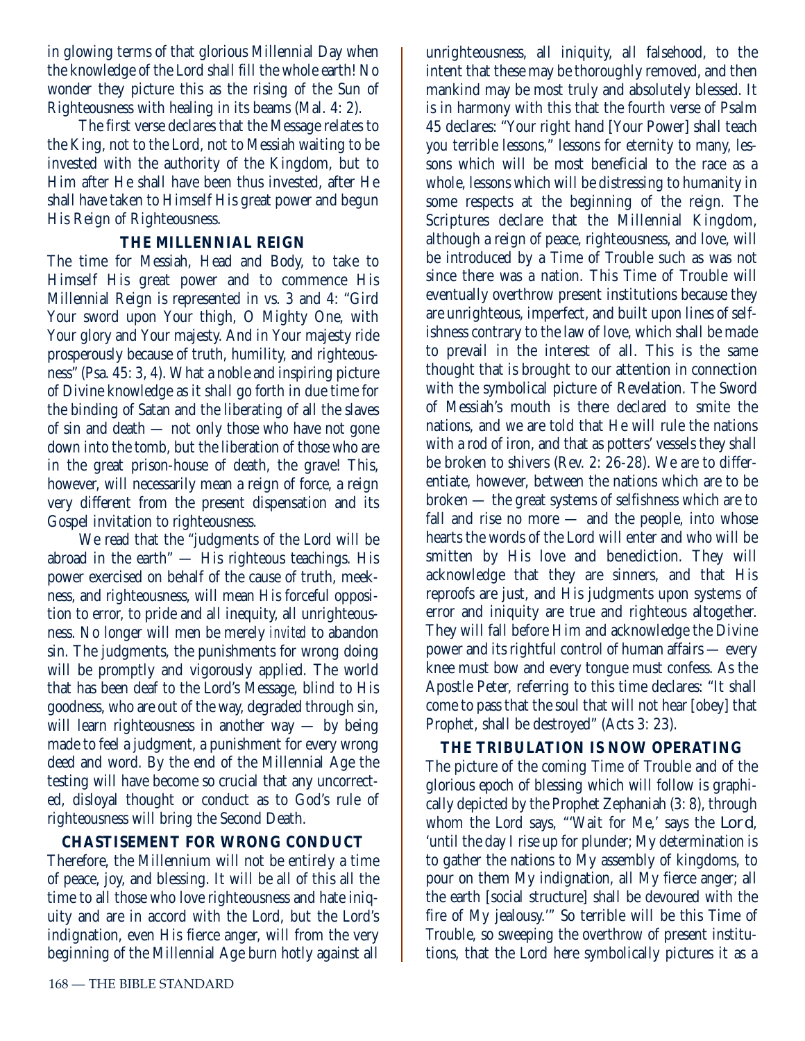in glowing terms of that glorious Millennial Day when the knowledge of the Lord shall fill the whole earth! No wonder they picture this as the rising of the Sun of Righteousness with healing in its beams (Mal. 4: 2).

The first verse declares that the Message relates to the King, not to the Lord, not to Messiah waiting to be invested with the authority of the Kingdom, but to Him after He shall have been thus invested, after He shall have taken to Himself His great power and begun His Reign of Righteousness.

### THE MILLENNIAL REIGN

The time for Messiah, Head and Body, to take to Himself His great power and to commence His Millennial Reign is represented in vs. 3 and 4: "Gird Your sword upon Your thigh, O Mighty One, with Your glory and Your majesty. And in Your majesty ride prosperously because of truth, humility, and righteousness" (Psa. 45: 3, 4). What a noble and inspiring picture of Divine knowledge as it shall go forth in due time for the binding of Satan and the liberating of all the slaves of sin and death — not only those who have not gone down into the tomb, but the liberation of those who are in the great prison-house of death, the grave! This, however, will necessarily mean a reign of force, a reign very different from the present dispensation and its Gospel invitation to righteousness.

We read that the "judgments of the Lord will be abroad in the earth" — His righteous teachings. His power exercised on behalf of the cause of truth, meekness, and righteousness, will mean His forceful opposition to error, to pride and all inequity, all unrighteousness. No longer will men be merely *invited* to abandon sin. The judgments, the punishments for wrong doing will be promptly and vigorously applied. The world that has been deaf to the Lord's Message, blind to His goodness, who are out of the way, degraded through sin, will learn righteousness in another way — by being made to feel a judgment, a punishment for every wrong deed and word. By the end of the Millennial Age the testing will have become so crucial that any uncorrected, disloyal thought or conduct as to God's rule of righteousness will bring the Second Death.

### CHASTISEMENT FOR WRONG CONDUCT

Therefore, the Millennium will not be entirely a time of peace, joy, and blessing. It will be all of this all the time to all those who love righteousness and hate iniquity and are in accord with the Lord, but the Lord's indignation, even His fierce anger, will from the very beginning of the Millennial Age burn hotly against all unrighteousness, all iniquity, all falsehood, to the intent that these may be thoroughly removed, and then mankind may be most truly and absolutely blessed. It is in harmony with this that the fourth verse of Psalm 45 declares: "Your right hand [Your Power] shall teach you terrible lessons," lessons for eternity to many, lessons which will be most beneficial to the race as a whole, lessons which will be distressing to humanity in some respects at the beginning of the reign. The Scriptures declare that the Millennial Kingdom, although a reign of peace, righteousness, and love, will be introduced by a Time of Trouble such as was not since there was a nation. This Time of Trouble will eventually overthrow present institutions because they are unrighteous, imperfect, and built upon lines of selfishness contrary to the law of love, which shall be made to prevail in the interest of all. This is the same thought that is brought to our attention in connection with the symbolical picture of Revelation. The Sword of Messiah's mouth is there declared to smite the nations, and we are told that He will rule the nations with a rod of iron, and that as potters' vessels they shall be broken to shivers (Rev. 2: 26-28). We are to differentiate, however, between the nations which are to be broken — the great systems of selfishness which are to fall and rise no more — and the people, into whose hearts the words of the Lord will enter and who will be smitten by His love and benediction. They will acknowledge that they are sinners, and that His reproofs are just, and His judgments upon systems of error and iniquity are true and righteous altogether. They will fall before Him and acknowledge the Divine power and its rightful control of human affairs — every knee must bow and every tongue must confess. As the Apostle Peter, referring to this time declares: "It shall come to pass that the soul that will not hear [obey] that Prophet, shall be destroyed" (Acts 3: 23).

### THE TRIBULATION IS NOW OPERATING

The picture of the coming Time of Trouble and of the glorious epoch of blessing which will follow is graphically depicted by the Prophet Zephaniah (3: 8), through whom the Lord says, "'Wait for Me,' says the Lord, 'until the day I rise up for plunder; My determination is to gather the nations to My assembly of kingdoms, to pour on them My indignation, all My fierce anger; all the earth [social structure] shall be devoured with the fire of My jealousy.'" So terrible will be this Time of Trouble, so sweeping the overthrow of present institutions, that the Lord here symbolically pictures it as a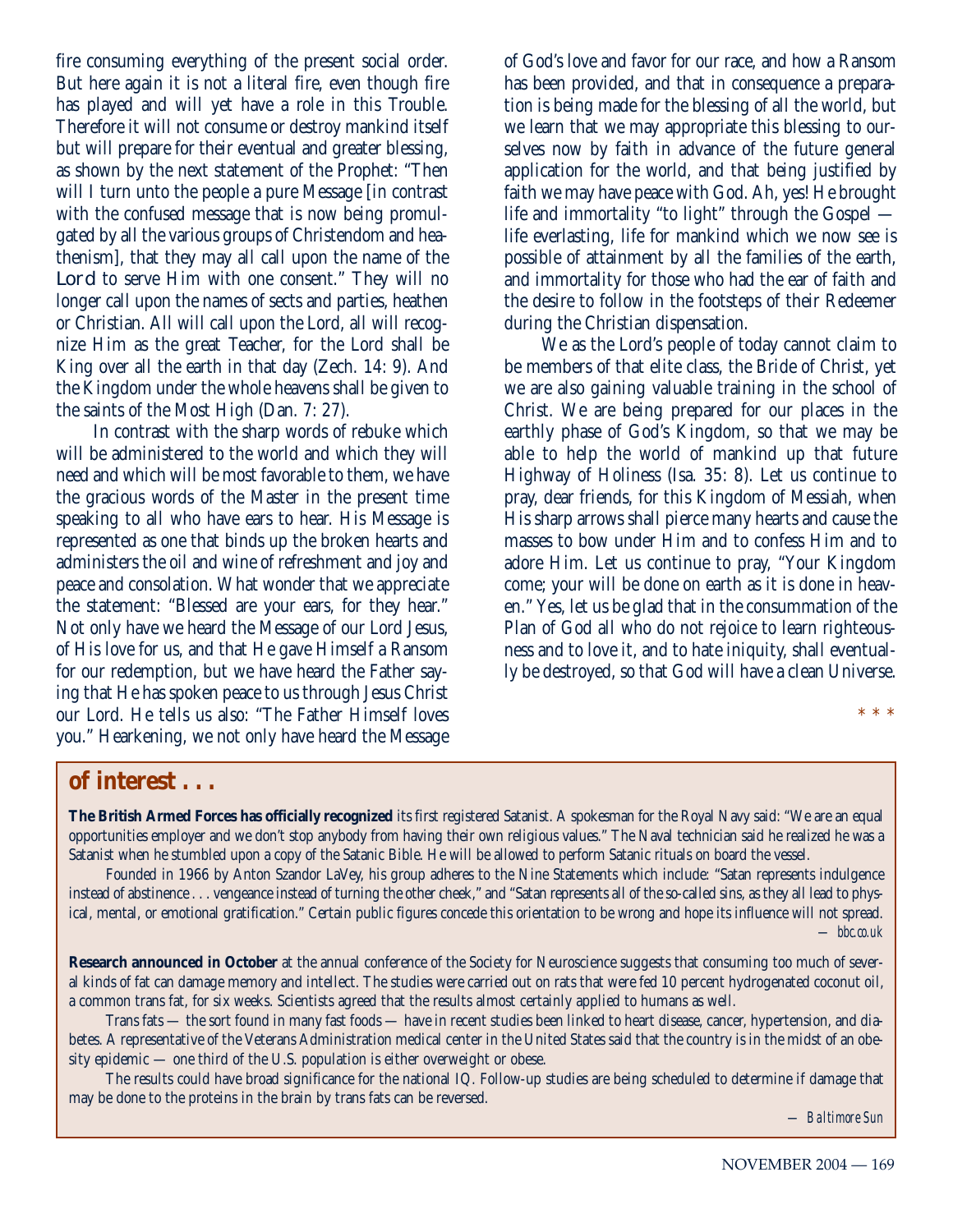fire consuming everything of the present social order. But here again it is not a literal fire, even though fire has played and will yet have a role in this Trouble. Therefore it will not consume or destroy mankind itself but will prepare for their eventual and greater blessing, as shown by the next statement of the Prophet: "Then will I turn unto the people a pure Message [in contrast with the confused message that is now being promulgated by all the various groups of Christendom and heathenism], that they may all call upon the name of the Lord to serve Him with one consent." They will no longer call upon the names of sects and parties, heathen or Christian. All will call upon the Lord, all will recognize Him as the great Teacher, for the Lord shall be King over all the earth in that day (Zech. 14: 9). And the Kingdom under the whole heavens shall be given to the saints of the Most High (Dan. 7: 27).

In contrast with the sharp words of rebuke which will be administered to the world and which they will need and which will be most favorable to them, we have the gracious words of the Master in the present time speaking to all who have ears to hear. His Message is represented as one that binds up the broken hearts and administers the oil and wine of refreshment and joy and peace and consolation. What wonder that we appreciate the statement: "Blessed are your ears, for they hear." Not only have we heard the Message of our Lord Jesus, of His love for us, and that He gave Himself a Ransom for our redemption, but we have heard the Father saying that He has spoken peace to us through Jesus Christ our Lord. He tells us also: "The Father Himself loves you." Hearkening, we not only have heard the Message of God's love and favor for our race, and how a Ransom has been provided, and that in consequence a preparation is being made for the blessing of all the world, but we learn that we may appropriate this blessing to ourselves now by faith in advance of the future general application for the world, and that being justified by faith we may have peace with God. Ah, yes! He brought life and immortality "to light" through the Gospel — life everlasting, life for mankind which we now see is possible of attainment by all the families of the earth, and immortality for those who had the ear of faith and the desire to follow in the footsteps of their Redeemer during the Christian dispensation.

We as the Lord's people of today cannot claim to be members of that elite class, the Bride of Christ, yet we are also gaining valuable training in the school of Christ. We are being prepared for our places in the earthly phase of God's Kingdom, so that we may be able to help the world of mankind up that future Highway of Holiness (Isa. 35: 8). Let us continue to pray, dear friends, for this Kingdom of Messiah, when His sharp arrows shall pierce many hearts and cause the masses to bow under Him and to confess Him and to adore Him. Let us continue to pray, "Your Kingdom come; your will be done on earth as it is done in heaven." Yes, let us be glad that in the consummation of the Plan of God all who do not rejoice to learn righteousness and to love it, and to hate iniquity, shall eventually be destroyed, so that God will have a clean Universe.

\* \* \*

## of interest . . .

**The British Armed Forces has officially recognized** its first registered Satanist. A spokesman for the Royal Navy said: "We are an equal opportunities employer and we don't stop anybody from having their own religious values." The Naval technician said he realized he was a Satanist when he stumbled upon a copy of the Satanic Bible. He will be allowed to perform Satanic rituals on board the vessel.

Founded in 1966 by Anton Szandor LaVey, his group adheres to the Nine Statements which include: "Satan represents indulgence instead of abstinence . . . vengeance instead of turning the other cheek," and "Satan represents all of the so-called sins, as they all lead to physical, mental, or emotional gratification." Certain public figures concede this orientation to be wrong and hope its influence will not spread.

*— bbc.co.uk*

**Research announced in October** at the annual conference of the Society for Neuroscience suggests that consuming too much of several kinds of fat can damage memory and intellect. The studies were carried out on rats that were fed 10 percent hydrogenated coconut oil, a common trans fat, for six weeks. Scientists agreed that the results almost certainly applied to humans as well.

Trans fats — the sort found in many fast foods — have in recent studies been linked to heart disease, cancer, hypertension, and diabetes. A representative of the Veterans Administration medical center in the United States said that the country is in the midst of an obesity epidemic — one third of the U.S. population is either overweight or obese.

The results could have broad significance for the national IQ. Follow-up studies are being scheduled to determine if damage that may be done to the proteins in the brain by trans fats can be reversed.

*— Baltimore Sun*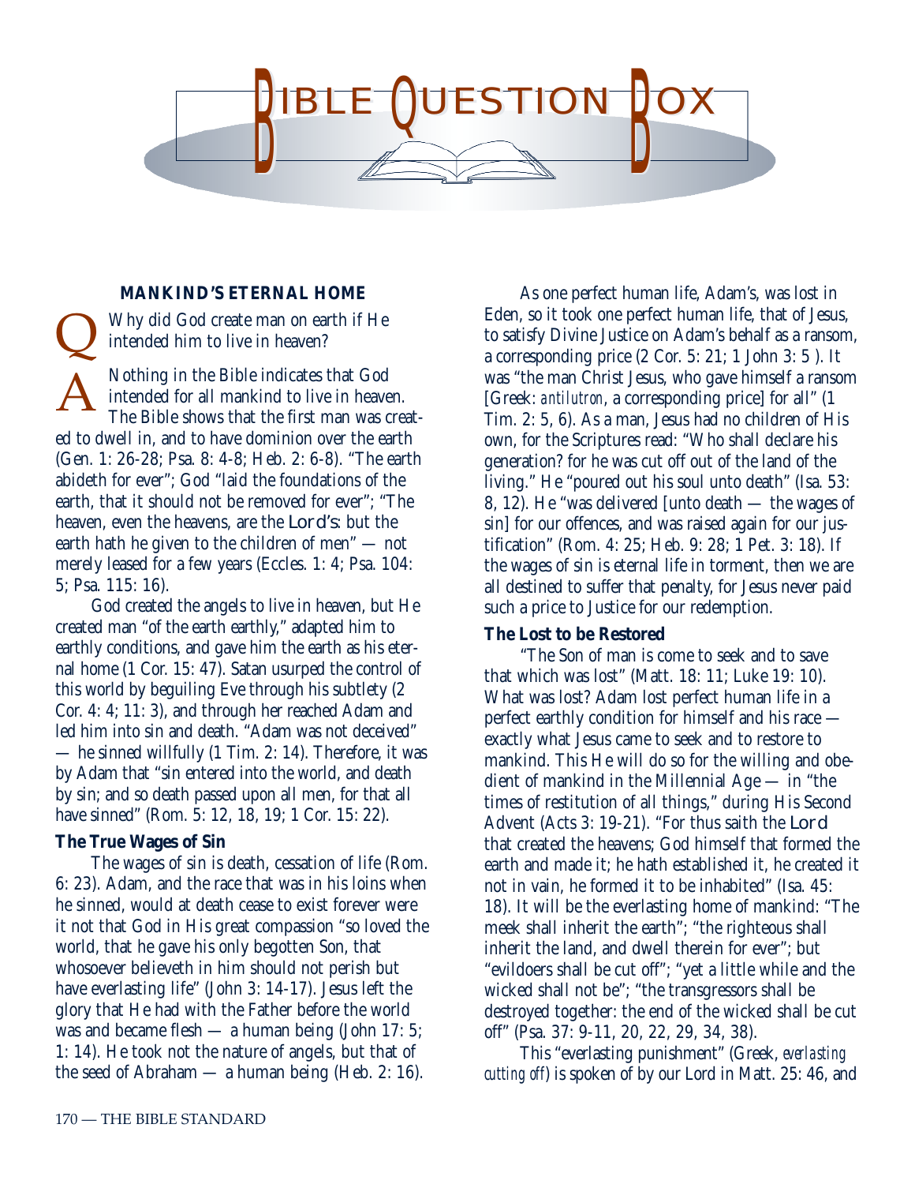# BIBLE QUESTION BOX

### MANKIND'S ETERNAL HOME

**Q** Why did God create man on earth if He intended him to live in heaven?

**A** Nothing in the Bible indicates that God intended for all mankind to live in heaven. The Bible shows that the first man was created to dwell in, and to have dominion over the earth (Gen. 1: 26-28; Psa. 8: 4-8; Heb. 2: 6-8). "The earth abideth for ever"; God "laid the foundations of the earth, that it should not be removed for ever"; "The heaven, even the heavens, are the LORD's: but the earth hath he given to the children of men" — not merely leased for a few years (Eccles. 1: 4; Psa. 104: 5; Psa. 115: 16).

God created the angels to live in heaven, but He created man "of the earth earthly," adapted him to earthly conditions, and gave him the earth as his eternal home (1 Cor. 15: 47). Satan usurped the control of this world by beguiling Eve through his subtlety (2 Cor. 4: 4; 11: 3), and through her reached Adam and led him into sin and death. "Adam was not deceived" — he sinned willfully (1 Tim. 2: 14). Therefore, it was by Adam that "sin entered into the world, and death by sin; and so death passed upon all men, for that all have sinned" (Rom. 5: 12, 18, 19; 1 Cor. 15: 22).

**The True Wages of Sin**

The wages of sin is death, cessation of life (Rom. 6: 23). Adam, and the race that was in his loins when he sinned, would at death cease to exist forever were it not that God in His great compassion "so loved the world, that he gave his only begotten Son, that whosoever believeth in him should not perish but have everlasting life" (John 3: 14-17). Jesus left the glory that He had with the Father before the world was and became flesh — a human being (John 17: 5; 1: 14). He took not the nature of angels, but that of the seed of Abraham — a human being (Heb. 2: 16).

As one perfect human life, Adam's, was lost in Eden, so it took one perfect human life, that of Jesus, to satisfy Divine Justice on Adam's behalf as a ransom, a corresponding price (2 Cor. 5: 21; 1 John 3: 5 ). It was "the man Christ Jesus, who gave himself a ransom [Greek: *antilutron*, a corresponding price] for all" (1 Tim. 2: 5, 6). As a man, Jesus had no children of His own, for the Scriptures read: "Who shall declare his generation? for he was cut off out of the land of the living." He "poured out his soul unto death" (Isa. 53: 8, 12). He "was delivered [unto death — the wages of sin] for our offences, and was raised again for our justification" (Rom. 4: 25; Heb. 9: 28; 1 Pet. 3: 18). If the wages of sin is eternal life in torment, then we are all destined to suffer that penalty, for Jesus never paid such a price to Justice for our redemption.

**The Lost to be Restored**

"The Son of man is come to seek and to save that which was lost" (Matt. 18: 11; Luke 19: 10). What was lost? Adam lost perfect human life in a perfect earthly condition for himself and his race — exactly what Jesus came to seek and to restore to mankind. This He will do so for the willing and obedient of mankind in the Millennial Age — in "the times of restitution of all things," during His Second Advent (Acts 3: 19-21). "For thus saith the LORD that created the heavens; God himself that formed the earth and made it; he hath established it, he created it not in vain, he formed it to be inhabited" (Isa. 45: 18). It will be the everlasting home of mankind: "The meek shall inherit the earth"; "the righteous shall inherit the land, and dwell therein for ever"; but "evildoers shall be cut off"; "yet a little while and the wicked shall not be"; "the transgressors shall be destroyed together: the end of the wicked shall be cut off" (Psa. 37: 9-11, 20, 22, 29, 34, 38).

This "everlasting punishment" (Greek, *everlasting cutting off*) is spoken of by our Lord in Matt. 25: 46, and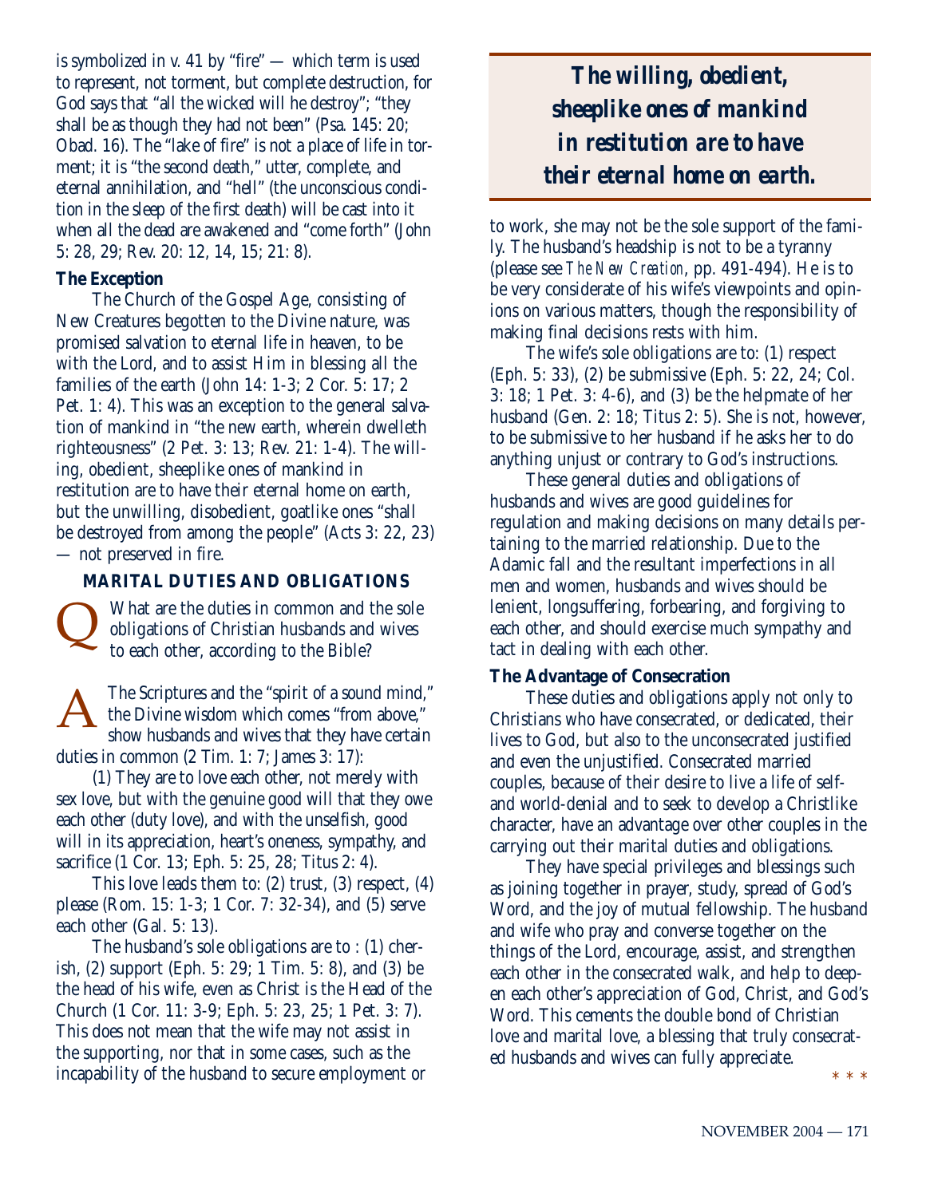is symbolized in v. 41 by "fire" — which term is used to represent, not torment, but complete destruction, for God says that "all the wicked will he destroy"; "they shall be as though they had not been" (Psa. 145: 20; Obad. 16). The "lake of fire" is not a place of life in torment; it is "the second death," utter, complete, and eternal annihilation, and "hell" (the unconscious condition in the sleep of the first death) will be cast into it when all the dead are awakened and "come forth" (John 5: 28, 29; Rev. 20: 12, 14, 15; 21: 8).

**The Exception**

The Church of the Gospel Age, consisting of New Creatures begotten to the Divine nature, was promised salvation to eternal life in heaven, to be with the Lord, and to assist Him in blessing all the families of the earth (John 14: 1-3; 2 Cor. 5: 17; 2 Pet. 1: 4). This was an exception to the general salvation of mankind in "the new earth, wherein dwelleth righteousness" (2 Pet. 3: 13; Rev. 21: 1-4). The willing, obedient, sheeplike ones of mankind in restitution are to have their eternal home on earth, but the unwilling, disobedient, goatlike ones "shall be destroyed from among the people" (Acts 3: 22, 23) — not preserved in fire.

> ***The willing, obedient, sheeplike ones of mankind in restitution are to have their eternal home on earth.***

## MARITAL DUTIES AND OBLIGATIONS

**Q** What are the duties in common and the sole obligations of Christian husbands and wives to each other, according to the Bible?

**A** The Scriptures and the "spirit of a sound mind," the Divine wisdom which comes "from above," show husbands and wives that they have certain duties in common (2 Tim. 1: 7; James 3: 17):

(1) They are to love each other, not merely with sex love, but with the genuine good will that they owe each other (duty love), and with the unselfish, good will in its appreciation, heart's oneness, sympathy, and sacrifice (1 Cor. 13; Eph. 5: 25, 28; Titus 2: 4).

This love leads them to: (2) trust, (3) respect, (4) please (Rom. 15: 1-3; 1 Cor. 7: 32-34), and (5) serve each other (Gal. 5: 13).

The husband's sole obligations are to : (1) cherish, (2) support (Eph. 5: 29; 1 Tim. 5: 8), and (3) be the head of his wife, even as Christ is the Head of the Church (1 Cor. 11: 3-9; Eph. 5: 23, 25; 1 Pet. 3: 7). This does not mean that the wife may not assist in the supporting, nor that in some cases, such as the incapability of the husband to secure employment or to work, she may not be the sole support of the family. The husband's headship is not to be a tyranny (please see *The New Creation*, pp. 491-494). He is to be very considerate of his wife's viewpoints and opinions on various matters, though the responsibility of making final decisions rests with him.

The wife's sole obligations are to: (1) respect (Eph. 5: 33), (2) be submissive (Eph. 5: 22, 24; Col. 3: 18; 1 Pet. 3: 4-6), and (3) be the helpmate of her husband (Gen. 2: 18; Titus 2: 5). She is not, however, to be submissive to her husband if he asks her to do anything unjust or contrary to God's instructions.

These general duties and obligations of husbands and wives are good guidelines for regulation and making decisions on many details pertaining to the married relationship. Due to the Adamic fall and the resultant imperfections in all men and women, husbands and wives should be lenient, longsuffering, forbearing, and forgiving to each other, and should exercise much sympathy and tact in dealing with each other.

**The Advantage of Consecration**

These duties and obligations apply not only to Christians who have consecrated, or dedicated, their lives to God, but also to the unconsecrated justified and even the unjustified. Consecrated married couples, because of their desire to live a life of self- and world-denial and to seek to develop a Christlike character, have an advantage over other couples in the carrying out their marital duties and obligations.

They have special privileges and blessings such as joining together in prayer, study, spread of God's Word, and the joy of mutual fellowship. The husband and wife who pray and converse together on the things of the Lord, encourage, assist, and strengthen each other in the consecrated walk, and help to deepen each other's appreciation of God, Christ, and God's Word. This cements the double bond of Christian love and marital love, a blessing that truly consecrated husbands and wives can fully appreciate.

\* \* \*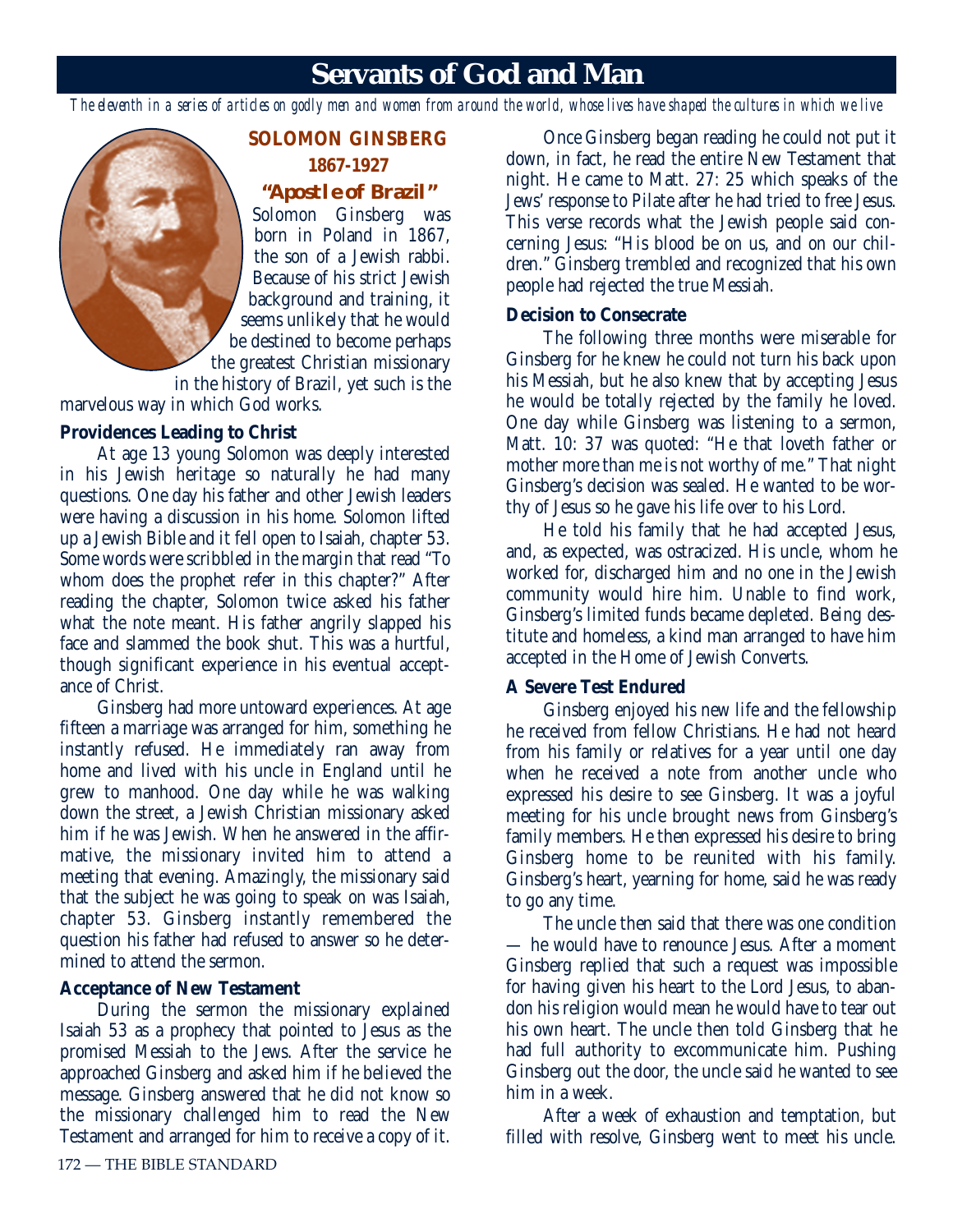# Servants of God and Man

*The eleventh in a series of articles on godly men and women from around the world, whose lives have shaped the cultures in which we live*

## SOLOMON GINSBERG
### 1867-1927
### *"Apostle of Brazil"*

Solomon Ginsberg was born in Poland in 1867, the son of a Jewish rabbi. Because of his strict Jewish background and training, it seems unlikely that he would be destined to become perhaps the greatest Christian missionary in the history of Brazil, yet such is the marvelous way in which God works.

**Providences Leading to Christ**

At age 13 young Solomon was deeply interested in his Jewish heritage so naturally he had many questions. One day his father and other Jewish leaders were having a discussion in his home. Solomon lifted up a Jewish Bible and it fell open to Isaiah, chapter 53. Some words were scribbled in the margin that read "To whom does the prophet refer in this chapter?" After reading the chapter, Solomon twice asked his father what the note meant. His father angrily slapped his face and slammed the book shut. This was a hurtful, though significant experience in his eventual acceptance of Christ.

Ginsberg had more untoward experiences. At age fifteen a marriage was arranged for him, something he instantly refused. He immediately ran away from home and lived with his uncle in England until he grew to manhood. One day while he was walking down the street, a Jewish Christian missionary asked him if he was Jewish. When he answered in the affirmative, the missionary invited him to attend a meeting that evening. Amazingly, the missionary said that the subject he was going to speak on was Isaiah, chapter 53. Ginsberg instantly remembered the question his father had refused to answer so he determined to attend the sermon.

**Acceptance of New Testament**

During the sermon the missionary explained Isaiah 53 as a prophecy that pointed to Jesus as the promised Messiah to the Jews. After the service he approached Ginsberg and asked him if he believed the message. Ginsberg answered that he did not know so the missionary challenged him to read the New Testament and arranged for him to receive a copy of it.

Once Ginsberg began reading he could not put it down, in fact, he read the entire New Testament that night. He came to Matt. 27: 25 which speaks of the Jews' response to Pilate after he had tried to free Jesus. This verse records what the Jewish people said concerning Jesus: "His blood be on us, and on our children." Ginsberg trembled and recognized that his own people had rejected the true Messiah.

**Decision to Consecrate**

The following three months were miserable for Ginsberg for he knew he could not turn his back upon his Messiah, but he also knew that by accepting Jesus he would be totally rejected by the family he loved. One day while Ginsberg was listening to a sermon, Matt. 10: 37 was quoted: "He that loveth father or mother more than me is not worthy of me." That night Ginsberg's decision was sealed. He wanted to be worthy of Jesus so he gave his life over to his Lord.

He told his family that he had accepted Jesus, and, as expected, was ostracized. His uncle, whom he worked for, discharged him and no one in the Jewish community would hire him. Unable to find work, Ginsberg's limited funds became depleted. Being destitute and homeless, a kind man arranged to have him accepted in the Home of Jewish Converts.

**A Severe Test Endured**

Ginsberg enjoyed his new life and the fellowship he received from fellow Christians. He had not heard from his family or relatives for a year until one day when he received a note from another uncle who expressed his desire to see Ginsberg. It was a joyful meeting for his uncle brought news from Ginsberg's family members. He then expressed his desire to bring Ginsberg home to be reunited with his family. Ginsberg's heart, yearning for home, said he was ready to go any time.

The uncle then said that there was one condition — he would have to renounce Jesus. After a moment Ginsberg replied that such a request was impossible for having given his heart to the Lord Jesus, to abandon his religion would mean he would have to tear out his own heart. The uncle then told Ginsberg that he had full authority to excommunicate him. Pushing Ginsberg out the door, the uncle said he wanted to see him in a week.

After a week of exhaustion and temptation, but filled with resolve, Ginsberg went to meet his uncle.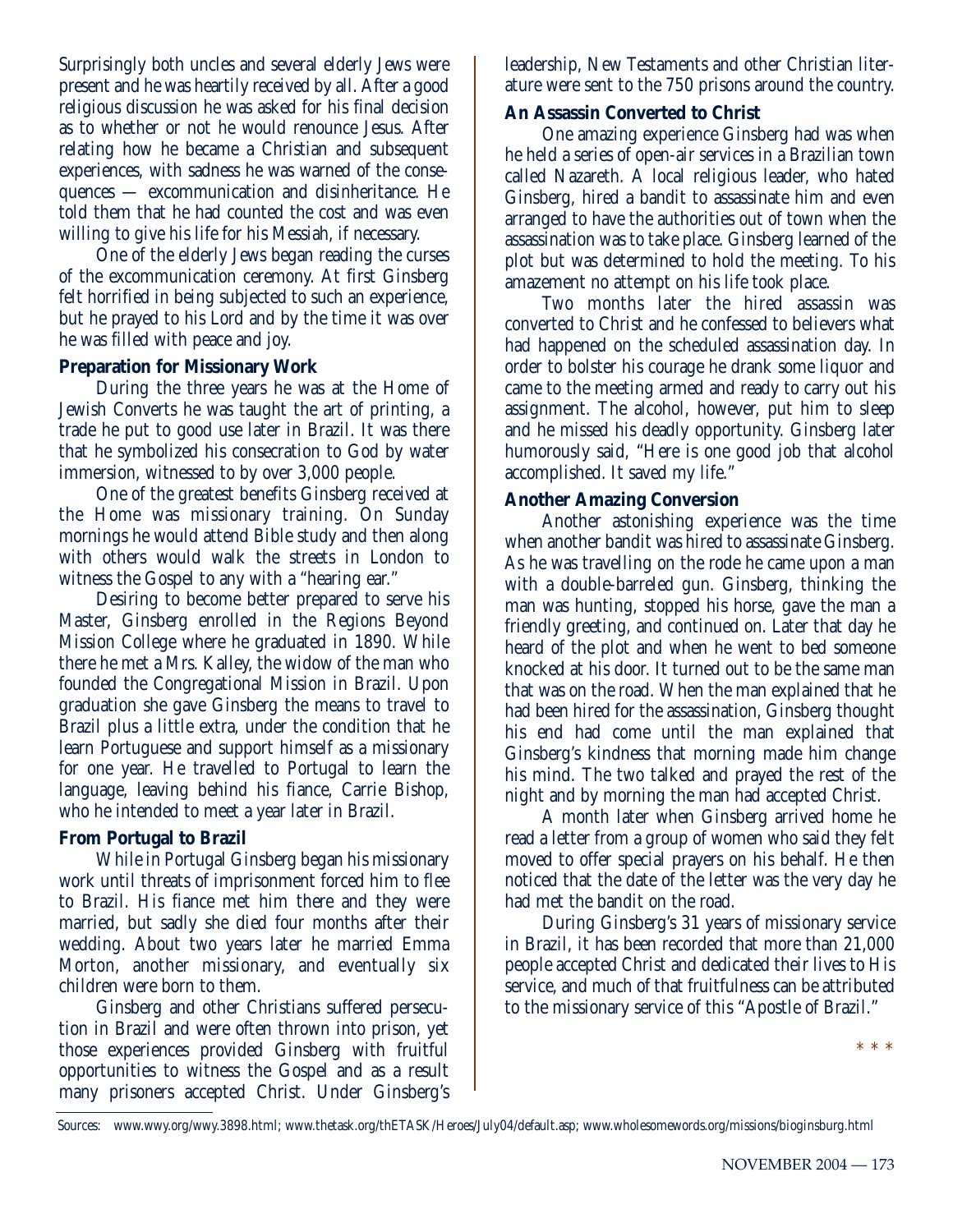Surprisingly both uncles and several elderly Jews were present and he was heartily received by all. After a good religious discussion he was asked for his final decision as to whether or not he would renounce Jesus. After relating how he became a Christian and subsequent experiences, with sadness he was warned of the consequences — excommunication and disinheritance. He told them that he had counted the cost and was even willing to give his life for his Messiah, if necessary.

One of the elderly Jews began reading the curses of the excommunication ceremony. At first Ginsberg felt horrified in being subjected to such an experience, but he prayed to his Lord and by the time it was over he was filled with peace and joy.

**Preparation for Missionary Work**

During the three years he was at the Home of Jewish Converts he was taught the art of printing, a trade he put to good use later in Brazil. It was there that he symbolized his consecration to God by water immersion, witnessed to by over 3,000 people.

One of the greatest benefits Ginsberg received at the Home was missionary training. On Sunday mornings he would attend Bible study and then along with others would walk the streets in London to witness the Gospel to any with a "hearing ear."

Desiring to become better prepared to serve his Master, Ginsberg enrolled in the Regions Beyond Mission College where he graduated in 1890. While there he met a Mrs. Kalley, the widow of the man who founded the Congregational Mission in Brazil. Upon graduation she gave Ginsberg the means to travel to Brazil plus a little extra, under the condition that he learn Portuguese and support himself as a missionary for one year. He travelled to Portugal to learn the language, leaving behind his fiance, Carrie Bishop, who he intended to meet a year later in Brazil.

**From Portugal to Brazil**

While in Portugal Ginsberg began his missionary work until threats of imprisonment forced him to flee to Brazil. His fiance met him there and they were married, but sadly she died four months after their wedding. About two years later he married Emma Morton, another missionary, and eventually six children were born to them.

Ginsberg and other Christians suffered persecution in Brazil and were often thrown into prison, yet those experiences provided Ginsberg with fruitful opportunities to witness the Gospel and as a result many prisoners accepted Christ. Under Ginsberg's leadership, New Testaments and other Christian literature were sent to the 750 prisons around the country.

**An Assassin Converted to Christ**

One amazing experience Ginsberg had was when he held a series of open-air services in a Brazilian town called Nazareth. A local religious leader, who hated Ginsberg, hired a bandit to assassinate him and even arranged to have the authorities out of town when the assassination was to take place. Ginsberg learned of the plot but was determined to hold the meeting. To his amazement no attempt on his life took place.

Two months later the hired assassin was converted to Christ and he confessed to believers what had happened on the scheduled assassination day. In order to bolster his courage he drank some liquor and came to the meeting armed and ready to carry out his assignment. The alcohol, however, put him to sleep and he missed his deadly opportunity. Ginsberg later humorously said, "Here is one good job that alcohol accomplished. It saved my life."

**Another Amazing Conversion**

Another astonishing experience was the time when another bandit was hired to assassinate Ginsberg. As he was travelling on the rode he came upon a man with a double-barreled gun. Ginsberg, thinking the man was hunting, stopped his horse, gave the man a friendly greeting, and continued on. Later that day he heard of the plot and when he went to bed someone knocked at his door. It turned out to be the same man that was on the road. When the man explained that he had been hired for the assassination, Ginsberg thought his end had come until the man explained that Ginsberg's kindness that morning made him change his mind. The two talked and prayed the rest of the night and by morning the man had accepted Christ.

A month later when Ginsberg arrived home he read a letter from a group of women who said they felt moved to offer special prayers on his behalf. He then noticed that the date of the letter was the very day he had met the bandit on the road.

During Ginsberg's 31 years of missionary service in Brazil, it has been recorded that more than 21,000 people accepted Christ and dedicated their lives to His service, and much of that fruitfulness can be attributed to the missionary service of this "Apostle of Brazil."

\* \* \*

Sources: www.wwy.org/wwy.3898.html; www.thetask.org/thETASK/Heroes/July04/default.asp; www.wholesomewords.org/missions/bioginsburg.html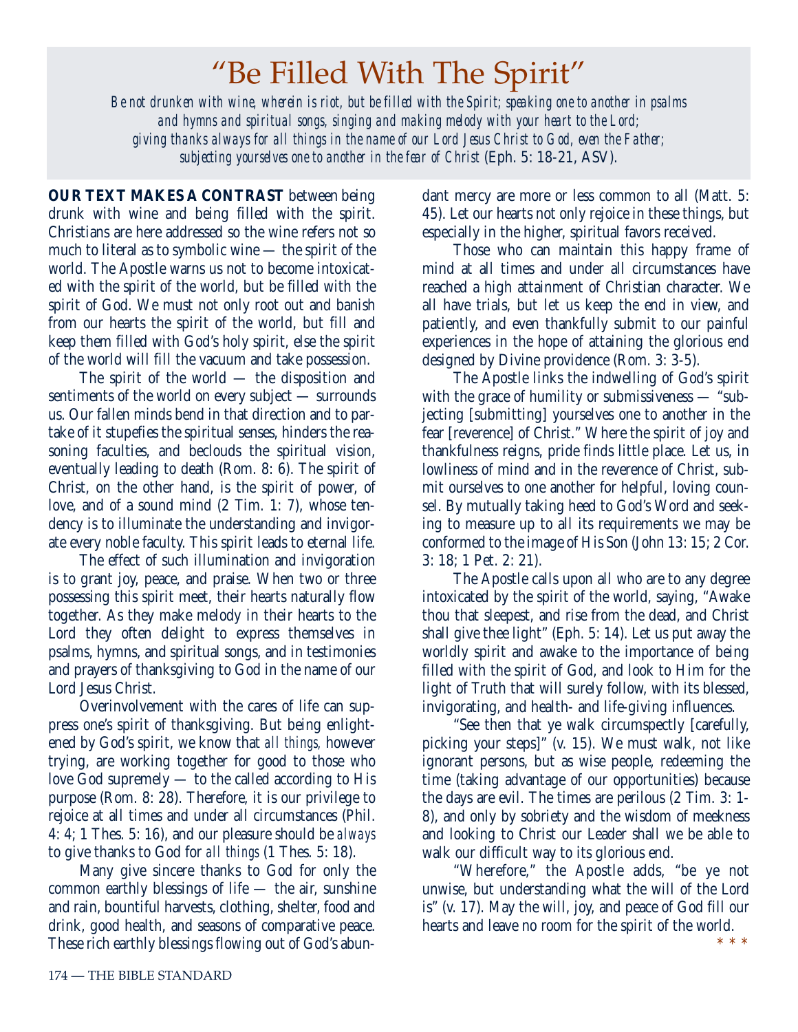# "Be Filled With The Spirit"

*Be not drunken with wine, wherein is riot, but be filled with the Spirit; speaking one to another in psalms and hymns and spiritual songs, singing and making melody with your heart to the Lord; giving thanks always for all things in the name of our Lord Jesus Christ to God, even the Father; subjecting yourselves one to another in the fear of Christ* (Eph. 5: 18-21, ASV).

**OUR TEXT MAKES A CONTRAST** between being drunk with wine and being filled with the spirit. Christians are here addressed so the wine refers not so much to literal as to symbolic wine — the spirit of the world. The Apostle warns us not to become intoxicated with the spirit of the world, but be filled with the spirit of God. We must not only root out and banish from our hearts the spirit of the world, but fill and keep them filled with God's holy spirit, else the spirit of the world will fill the vacuum and take possession.

The spirit of the world — the disposition and sentiments of the world on every subject — surrounds us. Our fallen minds bend in that direction and to partake of it stupefies the spiritual senses, hinders the reasoning faculties, and beclouds the spiritual vision, eventually leading to death (Rom. 8: 6). The spirit of Christ, on the other hand, is the spirit of power, of love, and of a sound mind (2 Tim. 1: 7), whose tendency is to illuminate the understanding and invigorate every noble faculty. This spirit leads to eternal life.

The effect of such illumination and invigoration is to grant joy, peace, and praise. When two or three possessing this spirit meet, their hearts naturally flow together. As they make melody in their hearts to the Lord they often delight to express themselves in psalms, hymns, and spiritual songs, and in testimonies and prayers of thanksgiving to God in the name of our Lord Jesus Christ.

Overinvolvement with the cares of life can suppress one's spirit of thanksgiving. But being enlightened by God's spirit, we know that *all things,* however trying, are working together for good to those who love God supremely — to the called according to His purpose (Rom. 8: 28). Therefore, it is our privilege to rejoice at all times and under all circumstances (Phil. 4: 4; 1 Thes. 5: 16), and our pleasure should be *always* to give thanks to God for *all things* (1 Thes. 5: 18).

Many give sincere thanks to God for only the common earthly blessings of life — the air, sunshine and rain, bountiful harvests, clothing, shelter, food and drink, good health, and seasons of comparative peace. These rich earthly blessings flowing out of God's abundant mercy are more or less common to all (Matt. 5: 45). Let our hearts not only rejoice in these things, but especially in the higher, spiritual favors received.

Those who can maintain this happy frame of mind at all times and under all circumstances have reached a high attainment of Christian character. We all have trials, but let us keep the end in view, and patiently, and even thankfully submit to our painful experiences in the hope of attaining the glorious end designed by Divine providence (Rom. 3: 3-5).

The Apostle links the indwelling of God's spirit with the grace of humility or submissiveness — "subjecting [submitting] yourselves one to another in the fear [reverence] of Christ." Where the spirit of joy and thankfulness reigns, pride finds little place. Let us, in lowliness of mind and in the reverence of Christ, submit ourselves to one another for helpful, loving counsel. By mutually taking heed to God's Word and seeking to measure up to all its requirements we may be conformed to the image of His Son (John 13: 15; 2 Cor. 3: 18; 1 Pet. 2: 21).

The Apostle calls upon all who are to any degree intoxicated by the spirit of the world, saying, "Awake thou that sleepest, and rise from the dead, and Christ shall give thee light" (Eph. 5: 14). Let us put away the worldly spirit and awake to the importance of being filled with the spirit of God, and look to Him for the light of Truth that will surely follow, with its blessed, invigorating, and health- and life-giving influences.

"See then that ye walk circumspectly [carefully, picking your steps]" (v. 15). We must walk, not like ignorant persons, but as wise people, redeeming the time (taking advantage of our opportunities) because the days are evil. The times are perilous (2 Tim. 3: 1-8), and only by sobriety and the wisdom of meekness and looking to Christ our Leader shall we be able to walk our difficult way to its glorious end.

"Wherefore," the Apostle adds, "be ye not unwise, but understanding what the will of the Lord is" (v. 17). May the will, joy, and peace of God fill our hearts and leave no room for the spirit of the world.

\* \* \*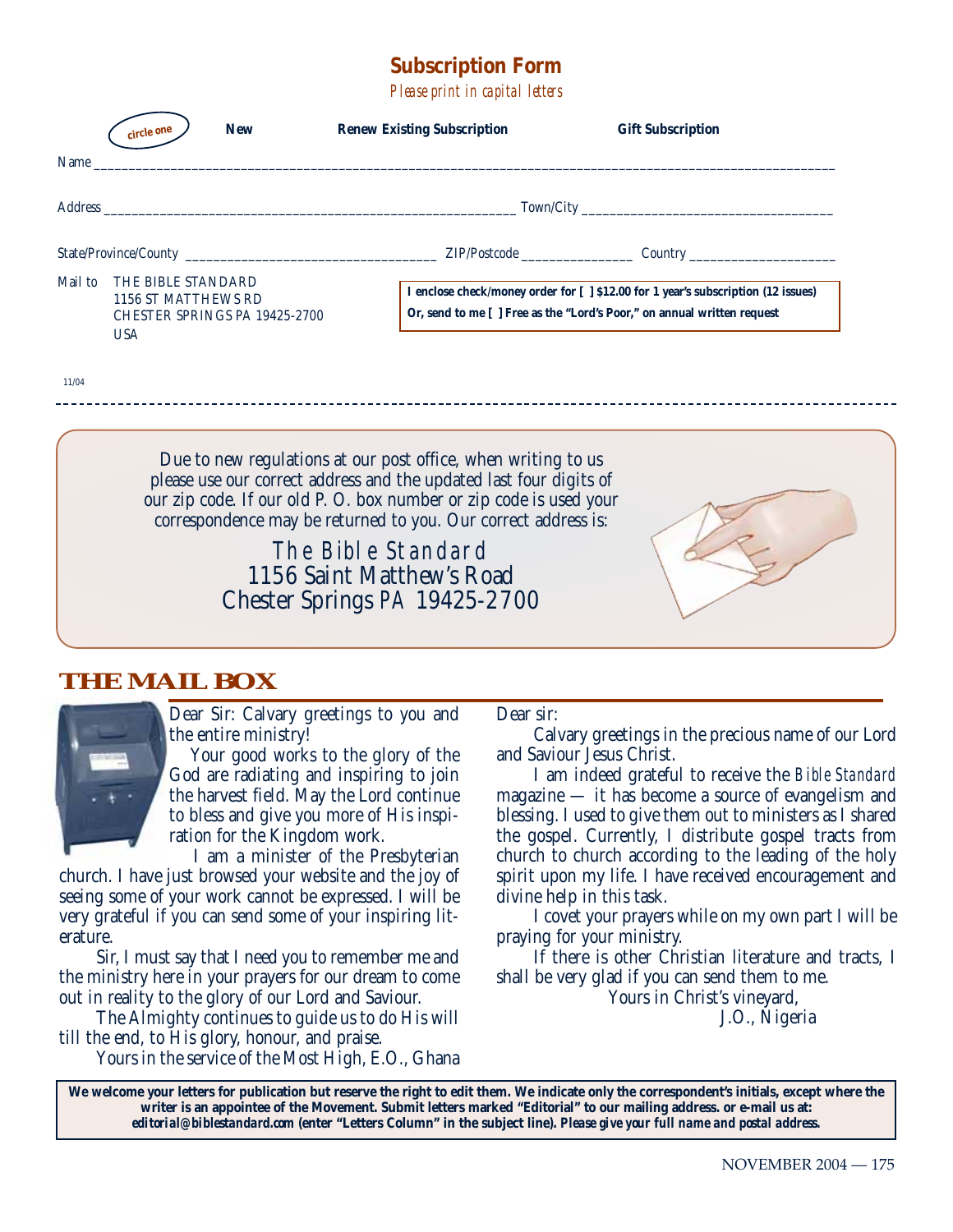## Subscription Form

*Please print in capital letters*

circle one: **New** **Renew Existing Subscription** **Gift Subscription**

Name ___________________________________________________________________________

Address _______________________________________________ Town/City ___________________________

State/Province/County ___________________________ ZIP/Postcode _____________ Country _________________

Mail to THE BIBLE STANDARD
1156 ST MATTHEWS RD
CHESTER SPRINGS PA 19425-2700
USA

**I enclose check/money order for [ ] $12.00 for 1 year's subscription (12 issues)**
**Or, send to me [ ] Free as the "Lord's Poor," on annual written request**

11/04

---

Due to new regulations at our post office, when writing to us please use our correct address and the updated last four digits of our zip code. If our old P. O. box number or zip code is used your correspondence may be returned to you. Our correct address is:

*The Bible Standard*
1156 Saint Matthew's Road
Chester Springs PA 19425-2700

## THE MAIL BOX

Dear Sir: Calvary greetings to you and the entire ministry!

Your good works to the glory of the God are radiating and inspiring to join the harvest field. May the Lord continue to bless and give you more of His inspiration for the Kingdom work.

I am a minister of the Presbyterian church. I have just browsed your website and the joy of seeing some of your work cannot be expressed. I will be very grateful if you can send some of your inspiring literature.

Sir, I must say that I need you to remember me and the ministry here in your prayers for our dream to come out in reality to the glory of our Lord and Saviour.

The Almighty continues to guide us to do His will till the end, to His glory, honour, and praise.

Yours in the service of the Most High, E.O., Ghana

Dear sir:

Calvary greetings in the precious name of our Lord and Saviour Jesus Christ.

I am indeed grateful to receive the *Bible Standard* magazine — it has become a source of evangelism and blessing. I used to give them out to ministers as I shared the gospel. Currently, I distribute gospel tracts from church to church according to the leading of the holy spirit upon my life. I have received encouragement and divine help in this task.

I covet your prayers while on my own part I will be praying for your ministry.

If there is other Christian literature and tracts, I shall be very glad if you can send them to me.

Yours in Christ's vineyard,
J.O., Nigeria

**We welcome your letters for publication but reserve the right to edit them. We indicate only the correspondent's initials, except where the writer is an appointee of the Movement. Submit letters marked "Editorial" to our mailing address. or e-mail us at: *editorial@biblestandard.com* (enter "Letters Column" in the subject line). *Please give your full name and postal address.***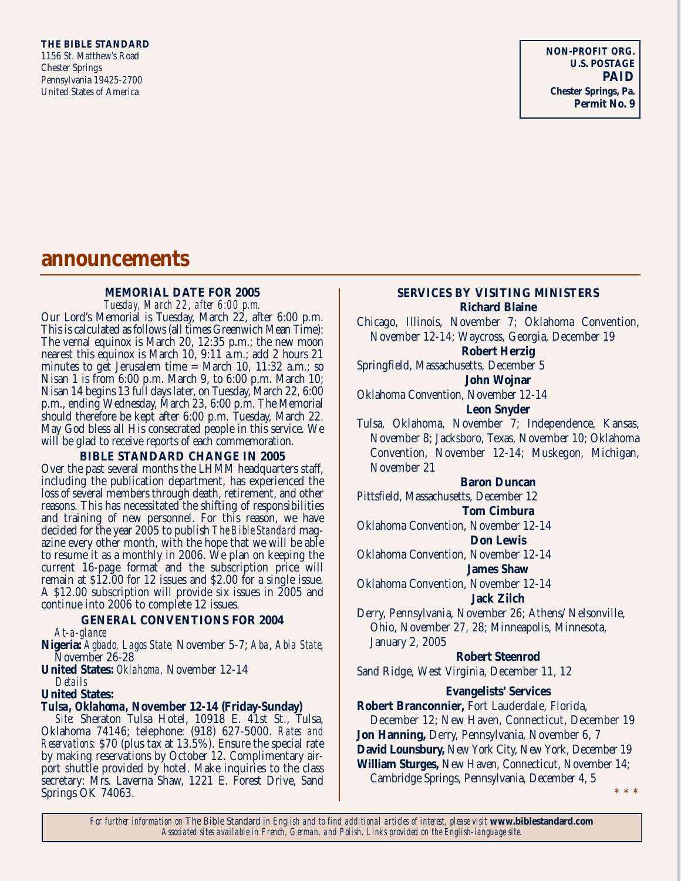THE BIBLE STANDARD
1156 St. Matthew's Road
Chester Springs
Pennsylvania 19425-2700
United States of America

NON-PROFIT ORG.
U.S. POSTAGE
**PAID**
Chester Springs, Pa.
Permit No. 9

# announcements

### MEMORIAL DATE FOR 2005

*Tuesday, March 22, after 6:00 p.m.*

Our Lord's Memorial is Tuesday, March 22, after 6:00 p.m. This is calculated as follows (all times Greenwich Mean Time): The vernal equinox is March 20, 12:35 p.m.; the new moon nearest this equinox is March 10, 9:11 a.m.; add 2 hours 21 minutes to get Jerusalem time = March 10, 11:32 a.m.; so Nisan 1 is from 6:00 p.m. March 9, to 6:00 p.m. March 10; Nisan 14 begins 13 full days later, on Tuesday, March 22, 6:00 p.m., ending Wednesday, March 23, 6:00 p.m. The Memorial should therefore be kept after 6:00 p.m. Tuesday, March 22. May God bless all His consecrated people in this service. We will be glad to receive reports of each commemoration.

### BIBLE STANDARD CHANGE IN 2005

Over the past several months the LHMM headquarters staff, including the publication department, has experienced the loss of several members through death, retirement, and other reasons. This has necessitated the shifting of responsibilities and training of new personnel. For this reason, we have decided for the year 2005 to publish *The Bible Standard* magazine every other month, with the hope that we will be able to resume it as a monthly in 2006. We plan on keeping the current 16-page format and the subscription price will remain at $12.00 for 12 issues and $2.00 for a single issue. A $12.00 subscription will provide six issues in 2005 and continue into 2006 to complete 12 issues.

### GENERAL CONVENTIONS FOR 2004

*At-a-glance*

**Nigeria:** *Agbado, Lagos State*, November 5-7; *Aba, Abia State*, November 26-28

**United States:** *Oklahoma,* November 12-14

*Details*

**United States:**

***Tulsa, Oklahoma*, November 12-14 (Friday-Sunday)**

*Site:* Sheraton Tulsa Hotel, 10918 E. 41st St., Tulsa, Oklahoma 74146; telephone: (918) 627-5000. *Rates and Reservations:* $70 (plus tax at 13.5%). Ensure the special rate by making reservations by October 12. Complimentary airport shuttle provided by hotel. Make inquiries to the class secretary: Mrs. Laverna Shaw, 1221 E. Forest Drive, Sand Springs OK 74063.

### SERVICES BY VISITING MINISTERS

**Richard Blaine**

Chicago, Illinois, November 7; Oklahoma Convention, November 12-14; Waycross, Georgia, December 19

**Robert Herzig**

Springfield, Massachusetts, December 5

**John Wojnar**

Oklahoma Convention, November 12-14

**Leon Snyder**

Tulsa, Oklahoma, November 7; Independence, Kansas, November 8; Jacksboro, Texas, November 10; Oklahoma Convention, November 12-14; Muskegon, Michigan, November 21

**Baron Duncan**

Pittsfield, Massachusetts, December 12

**Tom Cimbura**

Oklahoma Convention, November 12-14

**Don Lewis**

Oklahoma Convention, November 12-14

**James Shaw**

Oklahoma Convention, November 12-14

**Jack Zilch**

Derry, Pennsylvania, November 26; Athens/Nelsonville, Ohio, November 27, 28; Minneapolis, Minnesota, January 2, 2005

**Robert Steenrod**

Sand Ridge, West Virginia, December 11, 12

**Evangelists' Services**

**Robert Branconnier,** Fort Lauderdale, Florida, December 12; New Haven, Connecticut, December 19

**Jon Hanning,** Derry, Pennsylvania, November 6, 7

**David Lounsbury,** New York City, New York, December 19

**William Sturges,** New Haven, Connecticut, November 14; Cambridge Springs, Pennsylvania, December 4, 5

\* \* \*

*For further information on* The Bible Standard *in English and to find additional articles of interest, please visit* **www.biblestandard.com**
*Associated sites available in French, German, and Polish. Links provided on the English-language site.*